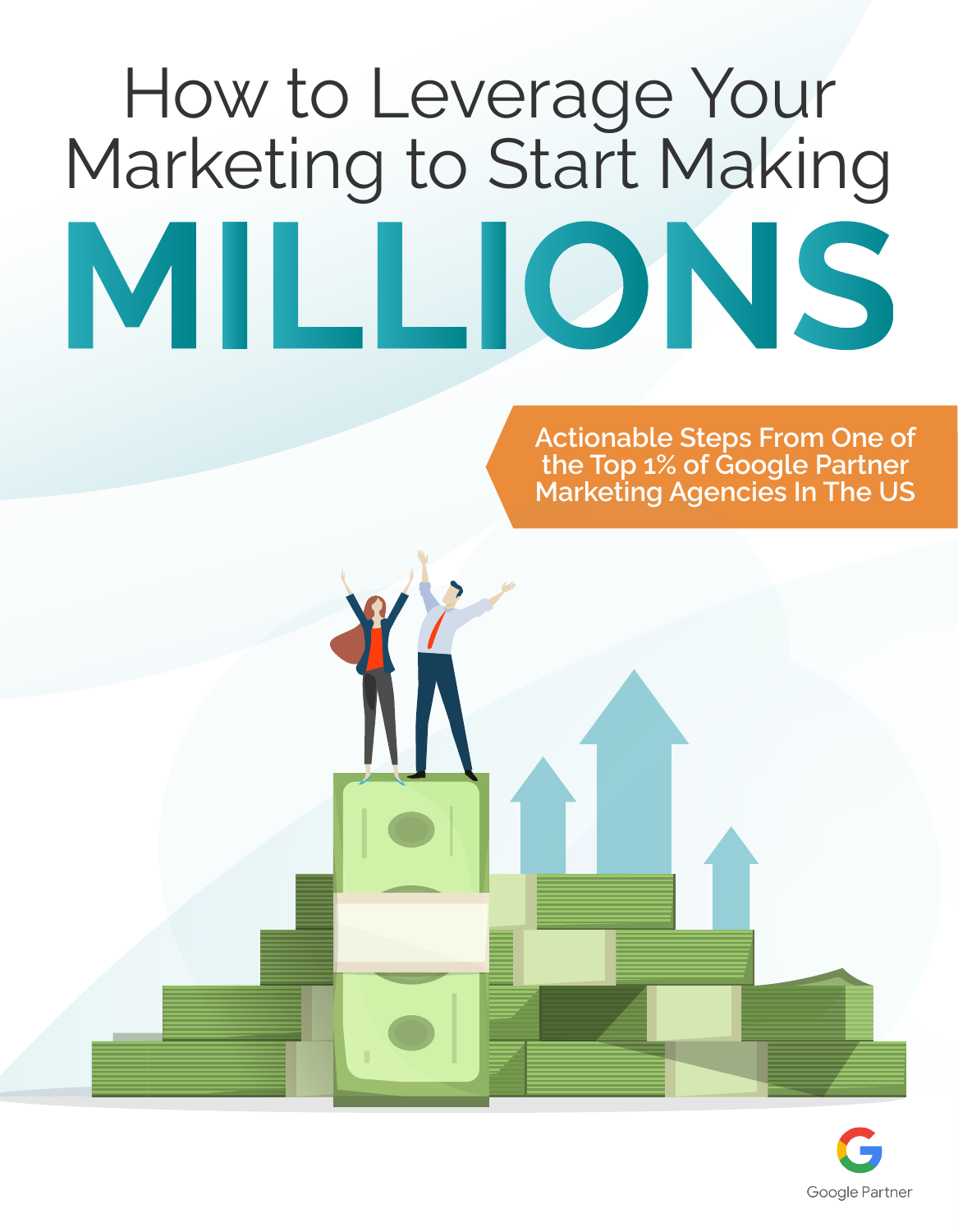# How to Leverage Your Marketing to Start Making MILLIONS

Actionable Steps From One of the Top 1% of Google Partner Marketing Agencies In The US

Google Partner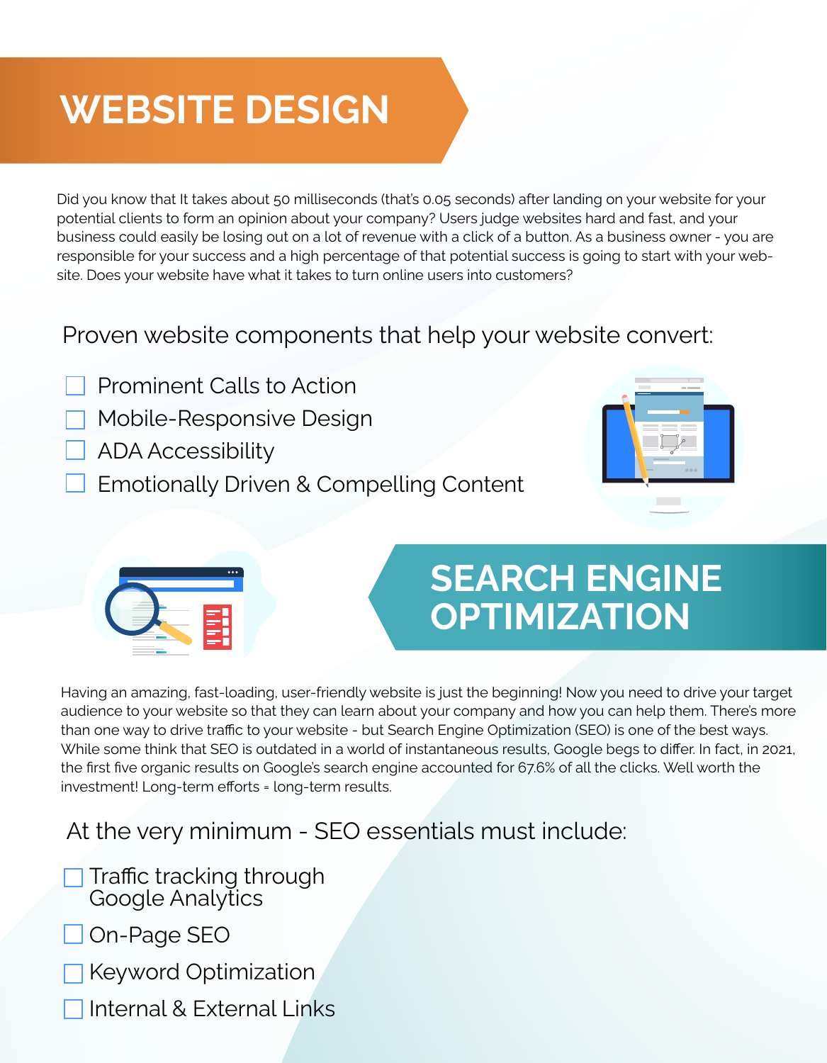# WEBSITE DESIGN

Did you know that It takes about 50 milliseconds (that's 0.05 seconds) after landing on your website for your potential clients to form an opinion about your company? Users judge websites hard and fast, and your business could easily be losing out on a lot of revenue with a click of a button. As a business owner - you are responsible for your success and a high percentage of that potential success is going to start with your website. Does your website have what it takes to turn online users into customers?

## Proven website components that help your website convert:

- [ ] Prominent Calls to Action
- [ ] Mobile-Responsive Design
- [ ] ADA Accessibility
- [ ] Emotionally Driven & Compelling Content

# SEARCH ENGINE OPTIMIZATION

Having an amazing, fast-loading, user-friendly website is just the beginning! Now you need to drive your target audience to your website so that they can learn about your company and how you can help them. There's more than one way to drive traffic to your website - but Search Engine Optimization (SEO) is one of the best ways. While some think that SEO is outdated in a world of instantaneous results, Google begs to differ. In fact, in 2021, the first five organic results on Google's search engine accounted for 67.6% of all the clicks. Well worth the investment! Long-term efforts = long-term results.

## At the very minimum - SEO essentials must include:

- [ ] Traffic tracking through Google Analytics
- [ ] On-Page SEO
- [ ] Keyword Optimization
- [ ] Internal & External Links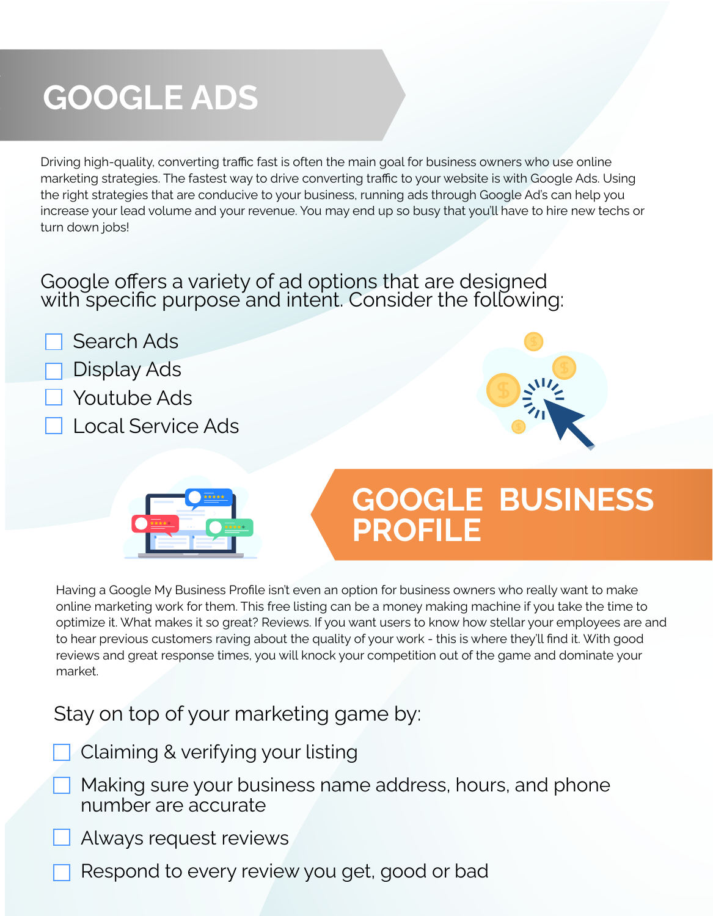# GOOGLE ADS

Driving high-quality, converting traffic fast is often the main goal for business owners who use online marketing strategies. The fastest way to drive converting traffic to your website is with Google Ads. Using the right strategies that are conducive to your business, running ads through Google Ad's can help you increase your lead volume and your revenue. You may end up so busy that you'll have to hire new techs or turn down jobs!

Google offers a variety of ad options that are designed with specific purpose and intent. Consider the following:

- [ ] Search Ads
- [ ] Display Ads
- [ ] Youtube Ads
- [ ] Local Service Ads

# GOOGLE BUSINESS PROFILE

Having a Google My Business Profile isn't even an option for business owners who really want to make online marketing work for them. This free listing can be a money making machine if you take the time to optimize it. What makes it so great? Reviews. If you want users to know how stellar your employees are and to hear previous customers raving about the quality of your work - this is where they'll find it. With good reviews and great response times, you will knock your competition out of the game and dominate your market.

Stay on top of your marketing game by:

- [ ] Claiming & verifying your listing
- [ ] Making sure your business name address, hours, and phone number are accurate
- [ ] Always request reviews
- [ ] Respond to every review you get, good or bad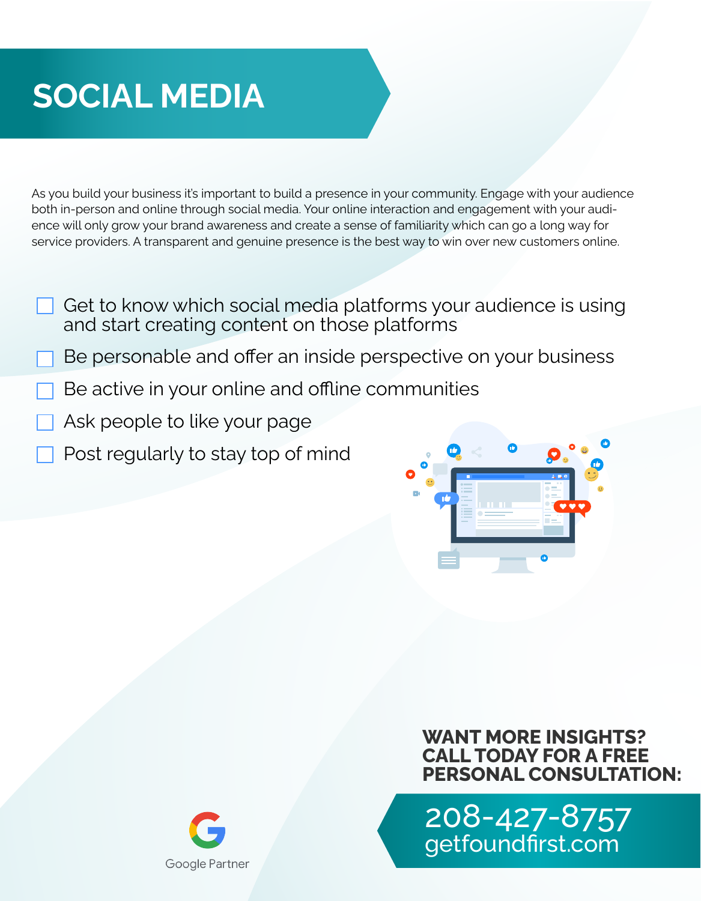# SOCIAL MEDIA

As you build your business it's important to build a presence in your community. Engage with your audience both in-person and online through social media. Your online interaction and engagement with your audience will only grow your brand awareness and create a sense of familiarity which can go a long way for service providers. A transparent and genuine presence is the best way to win over new customers online.

- [ ] Get to know which social media platforms your audience is using and start creating content on those platforms
- [ ] Be personable and offer an inside perspective on your business
- [ ] Be active in your online and offline communities
- [ ] Ask people to like your page
- [ ] Post regularly to stay top of mind

**WANT MORE INSIGHTS? CALL TODAY FOR A FREE PERSONAL CONSULTATION:**

208-427-8757
getfoundfirst.com

Google Partner